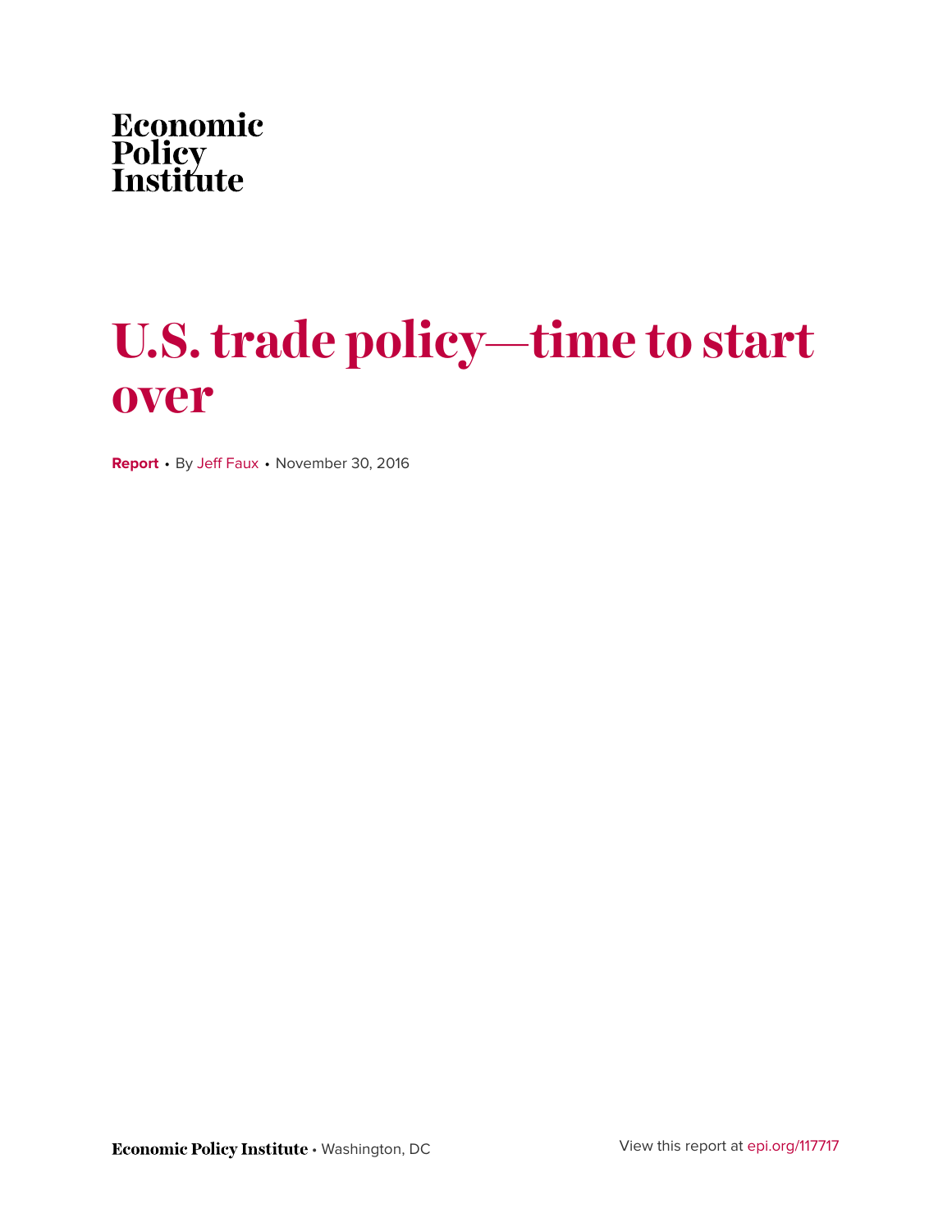Economic Policy Institute

# U.S. trade policy—time to start over

**Report** • By Jeff Faux • November 30, 2016

**Economic Policy Institute** • Washington, DC

View this report at epi.org/117717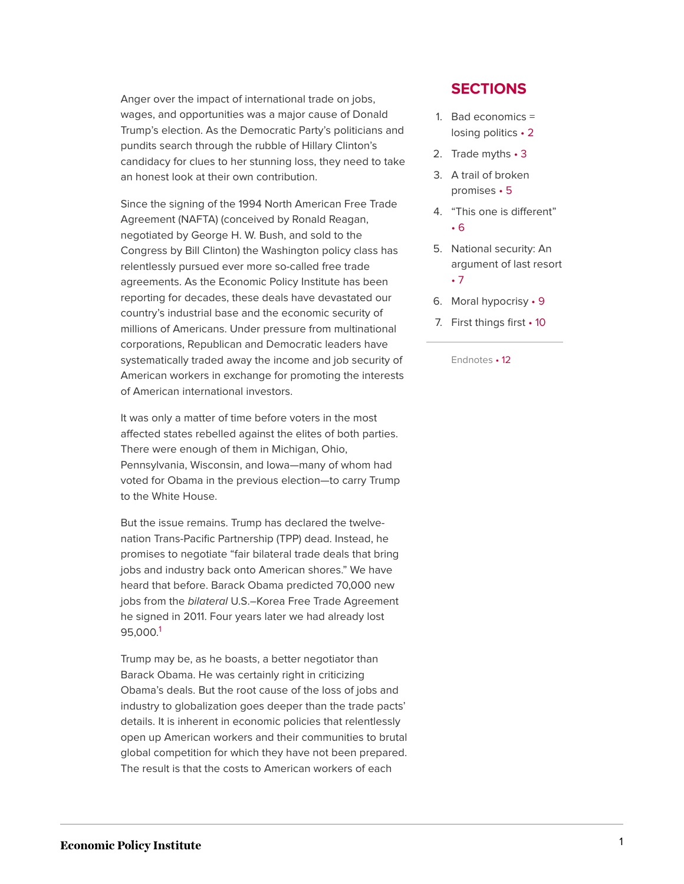## SECTIONS

1. Bad economics = losing politics • 2
2. Trade myths • 3
3. A trail of broken promises • 5
4. "This one is different" • 6
5. National security: An argument of last resort • 7
6. Moral hypocrisy • 9
7. First things first • 10

Endnotes • 12

Anger over the impact of international trade on jobs, wages, and opportunities was a major cause of Donald Trump's election. As the Democratic Party's politicians and pundits search through the rubble of Hillary Clinton's candidacy for clues to her stunning loss, they need to take an honest look at their own contribution.

Since the signing of the 1994 North American Free Trade Agreement (NAFTA) (conceived by Ronald Reagan, negotiated by George H. W. Bush, and sold to the Congress by Bill Clinton) the Washington policy class has relentlessly pursued ever more so-called free trade agreements. As the Economic Policy Institute has been reporting for decades, these deals have devastated our country's industrial base and the economic security of millions of Americans. Under pressure from multinational corporations, Republican and Democratic leaders have systematically traded away the income and job security of American workers in exchange for promoting the interests of American international investors.

It was only a matter of time before voters in the most affected states rebelled against the elites of both parties. There were enough of them in Michigan, Ohio, Pennsylvania, Wisconsin, and Iowa—many of whom had voted for Obama in the previous election—to carry Trump to the White House.

But the issue remains. Trump has declared the twelve-nation Trans-Pacific Partnership (TPP) dead. Instead, he promises to negotiate "fair bilateral trade deals that bring jobs and industry back onto American shores." We have heard that before. Barack Obama predicted 70,000 new jobs from the *bilateral* U.S.–Korea Free Trade Agreement he signed in 2011. Four years later we had already lost 95,000.[1]

Trump may be, as he boasts, a better negotiator than Barack Obama. He was certainly right in criticizing Obama's deals. But the root cause of the loss of jobs and industry to globalization goes deeper than the trade pacts' details. It is inherent in economic policies that relentlessly open up American workers and their communities to brutal global competition for which they have not been prepared. The result is that the costs to American workers of each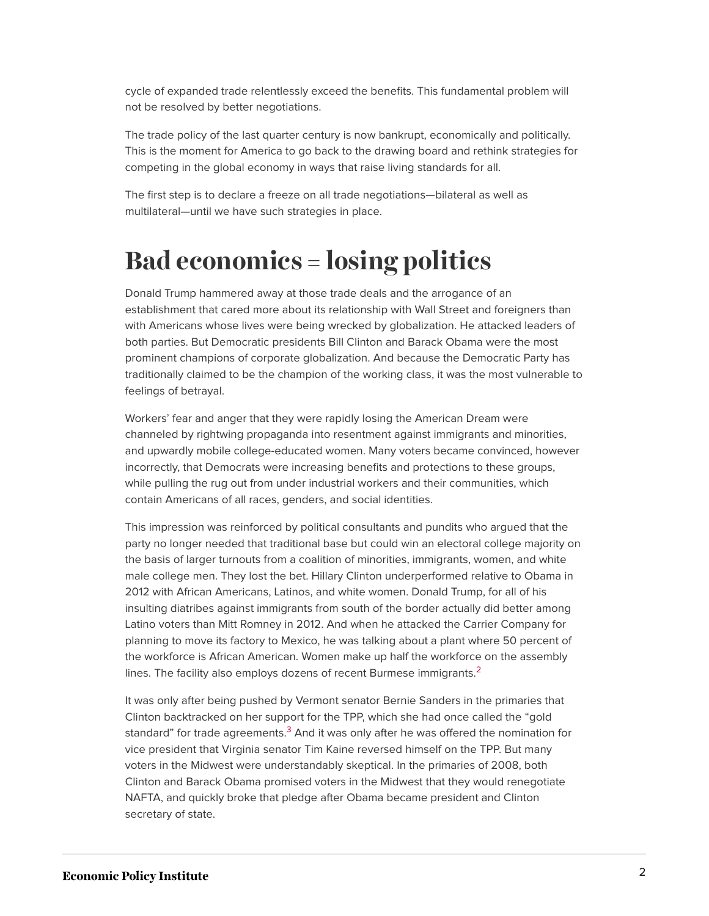cycle of expanded trade relentlessly exceed the benefits. This fundamental problem will not be resolved by better negotiations.

The trade policy of the last quarter century is now bankrupt, economically and politically. This is the moment for America to go back to the drawing board and rethink strategies for competing in the global economy in ways that raise living standards for all.

The first step is to declare a freeze on all trade negotiations—bilateral as well as multilateral—until we have such strategies in place.

# Bad economics = losing politics

Donald Trump hammered away at those trade deals and the arrogance of an establishment that cared more about its relationship with Wall Street and foreigners than with Americans whose lives were being wrecked by globalization. He attacked leaders of both parties. But Democratic presidents Bill Clinton and Barack Obama were the most prominent champions of corporate globalization. And because the Democratic Party has traditionally claimed to be the champion of the working class, it was the most vulnerable to feelings of betrayal.

Workers' fear and anger that they were rapidly losing the American Dream were channeled by rightwing propaganda into resentment against immigrants and minorities, and upwardly mobile college-educated women. Many voters became convinced, however incorrectly, that Democrats were increasing benefits and protections to these groups, while pulling the rug out from under industrial workers and their communities, which contain Americans of all races, genders, and social identities.

This impression was reinforced by political consultants and pundits who argued that the party no longer needed that traditional base but could win an electoral college majority on the basis of larger turnouts from a coalition of minorities, immigrants, women, and white male college men. They lost the bet. Hillary Clinton underperformed relative to Obama in 2012 with African Americans, Latinos, and white women. Donald Trump, for all of his insulting diatribes against immigrants from south of the border actually did better among Latino voters than Mitt Romney in 2012. And when he attacked the Carrier Company for planning to move its factory to Mexico, he was talking about a plant where 50 percent of the workforce is African American. Women make up half the workforce on the assembly lines. The facility also employs dozens of recent Burmese immigrants.[2]

It was only after being pushed by Vermont senator Bernie Sanders in the primaries that Clinton backtracked on her support for the TPP, which she had once called the "gold standard" for trade agreements.[3] And it was only after he was offered the nomination for vice president that Virginia senator Tim Kaine reversed himself on the TPP. But many voters in the Midwest were understandably skeptical. In the primaries of 2008, both Clinton and Barack Obama promised voters in the Midwest that they would renegotiate NAFTA, and quickly broke that pledge after Obama became president and Clinton secretary of state.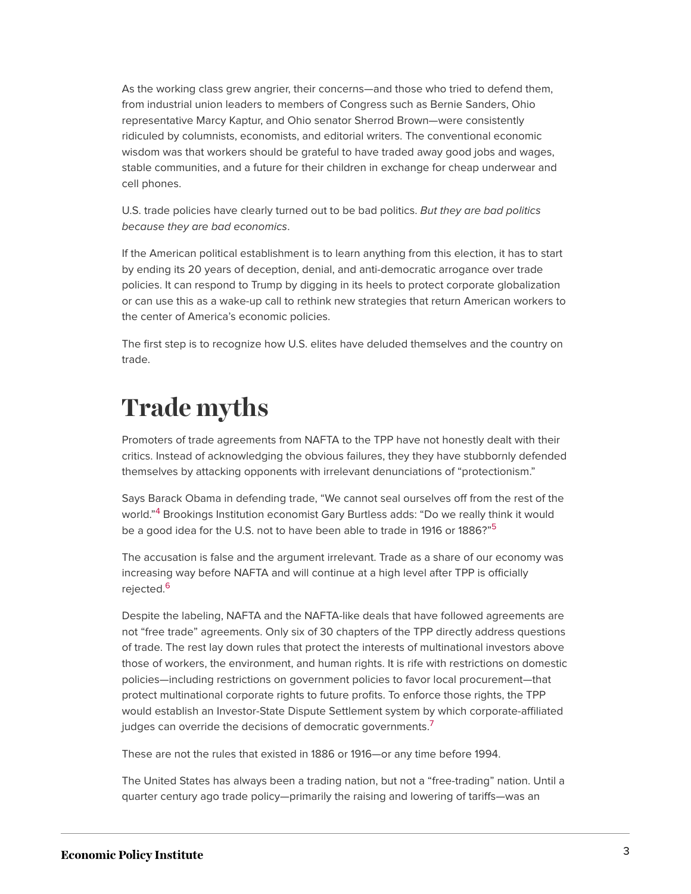As the working class grew angrier, their concerns—and those who tried to defend them, from industrial union leaders to members of Congress such as Bernie Sanders, Ohio representative Marcy Kaptur, and Ohio senator Sherrod Brown—were consistently ridiculed by columnists, economists, and editorial writers. The conventional economic wisdom was that workers should be grateful to have traded away good jobs and wages, stable communities, and a future for their children in exchange for cheap underwear and cell phones.

U.S. trade policies have clearly turned out to be bad politics. *But they are bad politics because they are bad economics*.

If the American political establishment is to learn anything from this election, it has to start by ending its 20 years of deception, denial, and anti-democratic arrogance over trade policies. It can respond to Trump by digging in its heels to protect corporate globalization or can use this as a wake-up call to rethink new strategies that return American workers to the center of America's economic policies.

The first step is to recognize how U.S. elites have deluded themselves and the country on trade.

# Trade myths

Promoters of trade agreements from NAFTA to the TPP have not honestly dealt with their critics. Instead of acknowledging the obvious failures, they they have stubbornly defended themselves by attacking opponents with irrelevant denunciations of "protectionism."

Says Barack Obama in defending trade, "We cannot seal ourselves off from the rest of the world."[4] Brookings Institution economist Gary Burtless adds: "Do we really think it would be a good idea for the U.S. not to have been able to trade in 1916 or 1886?"[5]

The accusation is false and the argument irrelevant. Trade as a share of our economy was increasing way before NAFTA and will continue at a high level after TPP is officially rejected.[6]

Despite the labeling, NAFTA and the NAFTA-like deals that have followed agreements are not "free trade" agreements. Only six of 30 chapters of the TPP directly address questions of trade. The rest lay down rules that protect the interests of multinational investors above those of workers, the environment, and human rights. It is rife with restrictions on domestic policies—including restrictions on government policies to favor local procurement—that protect multinational corporate rights to future profits. To enforce those rights, the TPP would establish an Investor-State Dispute Settlement system by which corporate-affiliated judges can override the decisions of democratic governments.[7]

These are not the rules that existed in 1886 or 1916—or any time before 1994.

The United States has always been a trading nation, but not a "free-trading" nation. Until a quarter century ago trade policy—primarily the raising and lowering of tariffs—was an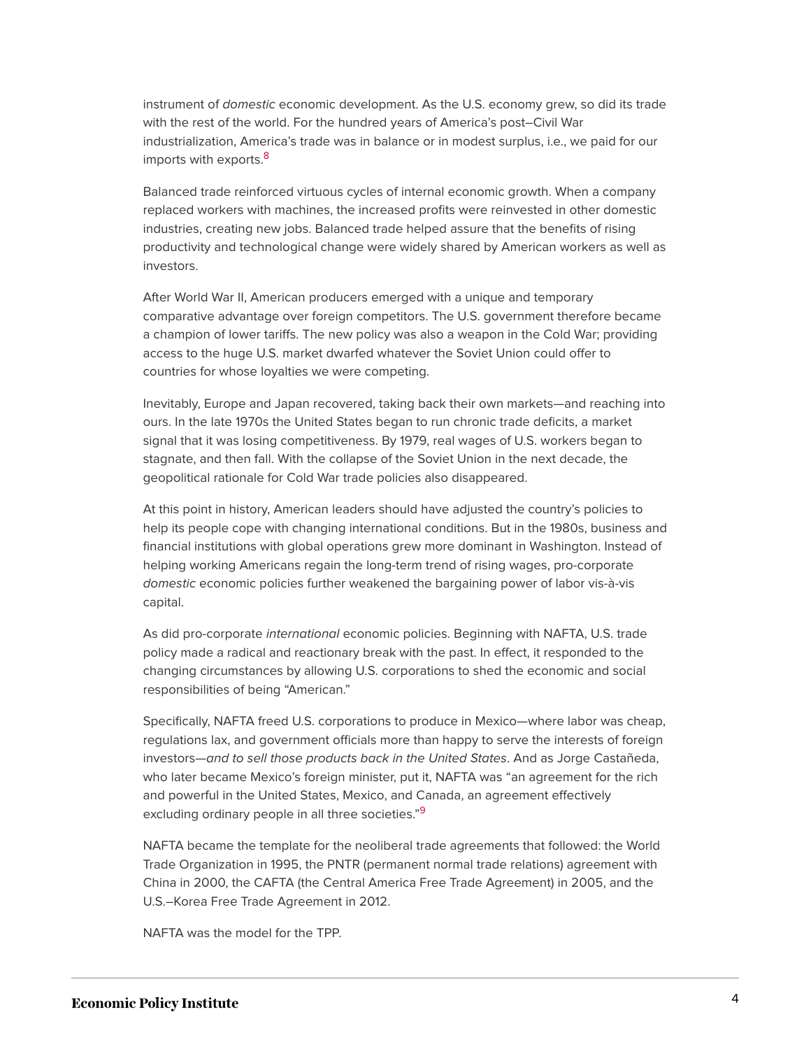instrument of *domestic* economic development. As the U.S. economy grew, so did its trade with the rest of the world. For the hundred years of America's post–Civil War industrialization, America's trade was in balance or in modest surplus, i.e., we paid for our imports with exports.[8]

Balanced trade reinforced virtuous cycles of internal economic growth. When a company replaced workers with machines, the increased profits were reinvested in other domestic industries, creating new jobs. Balanced trade helped assure that the benefits of rising productivity and technological change were widely shared by American workers as well as investors.

After World War II, American producers emerged with a unique and temporary comparative advantage over foreign competitors. The U.S. government therefore became a champion of lower tariffs. The new policy was also a weapon in the Cold War; providing access to the huge U.S. market dwarfed whatever the Soviet Union could offer to countries for whose loyalties we were competing.

Inevitably, Europe and Japan recovered, taking back their own markets—and reaching into ours. In the late 1970s the United States began to run chronic trade deficits, a market signal that it was losing competitiveness. By 1979, real wages of U.S. workers began to stagnate, and then fall. With the collapse of the Soviet Union in the next decade, the geopolitical rationale for Cold War trade policies also disappeared.

At this point in history, American leaders should have adjusted the country's policies to help its people cope with changing international conditions. But in the 1980s, business and financial institutions with global operations grew more dominant in Washington. Instead of helping working Americans regain the long-term trend of rising wages, pro-corporate *domestic* economic policies further weakened the bargaining power of labor vis-à-vis capital.

As did pro-corporate *international* economic policies. Beginning with NAFTA, U.S. trade policy made a radical and reactionary break with the past. In effect, it responded to the changing circumstances by allowing U.S. corporations to shed the economic and social responsibilities of being "American."

Specifically, NAFTA freed U.S. corporations to produce in Mexico—where labor was cheap, regulations lax, and government officials more than happy to serve the interests of foreign investors—*and to sell those products back in the United States*. And as Jorge Castañeda, who later became Mexico's foreign minister, put it, NAFTA was "an agreement for the rich and powerful in the United States, Mexico, and Canada, an agreement effectively excluding ordinary people in all three societies."[9]

NAFTA became the template for the neoliberal trade agreements that followed: the World Trade Organization in 1995, the PNTR (permanent normal trade relations) agreement with China in 2000, the CAFTA (the Central America Free Trade Agreement) in 2005, and the U.S.–Korea Free Trade Agreement in 2012.

NAFTA was the model for the TPP.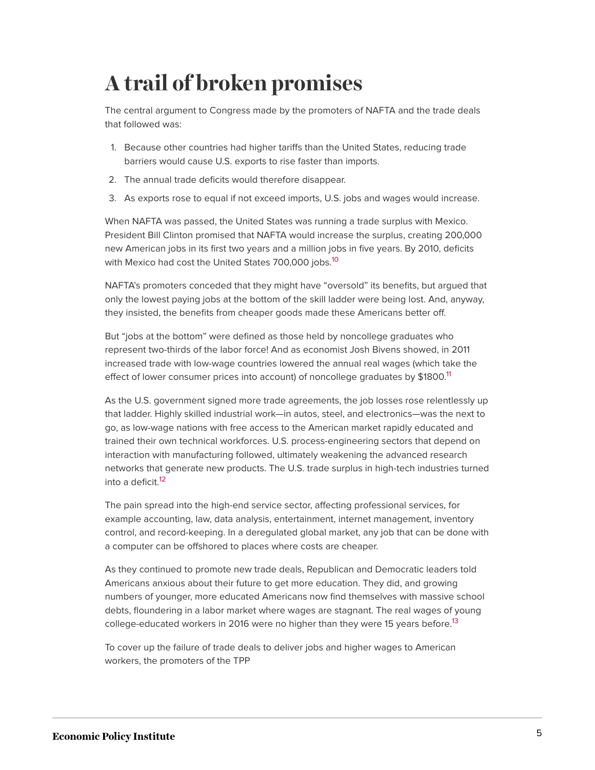# A trail of broken promises

The central argument to Congress made by the promoters of NAFTA and the trade deals that followed was:

1. Because other countries had higher tariffs than the United States, reducing trade barriers would cause U.S. exports to rise faster than imports.
2. The annual trade deficits would therefore disappear.
3. As exports rose to equal if not exceed imports, U.S. jobs and wages would increase.

When NAFTA was passed, the United States was running a trade surplus with Mexico. President Bill Clinton promised that NAFTA would increase the surplus, creating 200,000 new American jobs in its first two years and a million jobs in five years. By 2010, deficits with Mexico had cost the United States 700,000 jobs.[10]

NAFTA's promoters conceded that they might have "oversold" its benefits, but argued that only the lowest paying jobs at the bottom of the skill ladder were being lost. And, anyway, they insisted, the benefits from cheaper goods made these Americans better off.

But "jobs at the bottom" were defined as those held by noncollege graduates who represent two-thirds of the labor force! And as economist Josh Bivens showed, in 2011 increased trade with low-wage countries lowered the annual real wages (which take the effect of lower consumer prices into account) of noncollege graduates by $1800.[11]

As the U.S. government signed more trade agreements, the job losses rose relentlessly up that ladder. Highly skilled industrial work—in autos, steel, and electronics—was the next to go, as low-wage nations with free access to the American market rapidly educated and trained their own technical workforces. U.S. process-engineering sectors that depend on interaction with manufacturing followed, ultimately weakening the advanced research networks that generate new products. The U.S. trade surplus in high-tech industries turned into a deficit.[12]

The pain spread into the high-end service sector, affecting professional services, for example accounting, law, data analysis, entertainment, internet management, inventory control, and record-keeping. In a deregulated global market, any job that can be done with a computer can be offshored to places where costs are cheaper.

As they continued to promote new trade deals, Republican and Democratic leaders told Americans anxious about their future to get more education. They did, and growing numbers of younger, more educated Americans now find themselves with massive school debts, floundering in a labor market where wages are stagnant. The real wages of young college-educated workers in 2016 were no higher than they were 15 years before.[13]

To cover up the failure of trade deals to deliver jobs and higher wages to American workers, the promoters of the TPP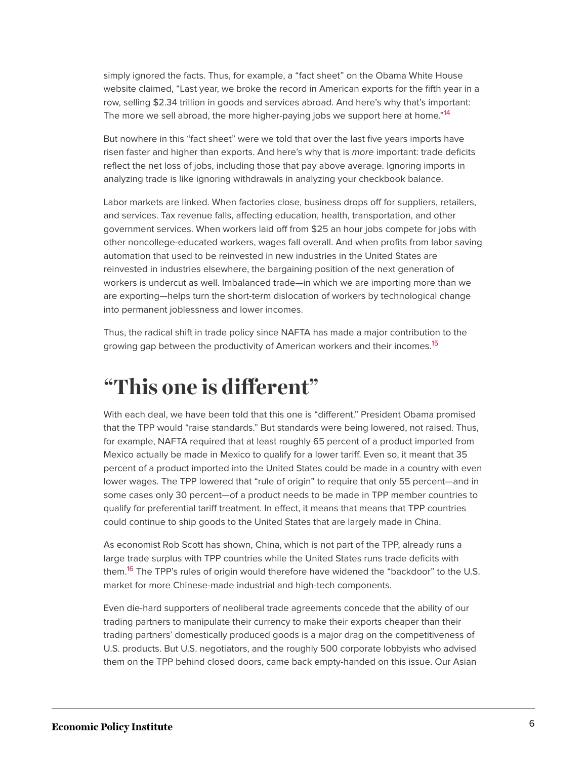simply ignored the facts. Thus, for example, a "fact sheet" on the Obama White House website claimed, "Last year, we broke the record in American exports for the fifth year in a row, selling $2.34 trillion in goods and services abroad. And here's why that's important: The more we sell abroad, the more higher-paying jobs we support here at home."[14]

But nowhere in this "fact sheet" were we told that over the last five years imports have risen faster and higher than exports. And here's why that is *more* important: trade deficits reflect the net loss of jobs, including those that pay above average. Ignoring imports in analyzing trade is like ignoring withdrawals in analyzing your checkbook balance.

Labor markets are linked. When factories close, business drops off for suppliers, retailers, and services. Tax revenue falls, affecting education, health, transportation, and other government services. When workers laid off from $25 an hour jobs compete for jobs with other noncollege-educated workers, wages fall overall. And when profits from labor saving automation that used to be reinvested in new industries in the United States are reinvested in industries elsewhere, the bargaining position of the next generation of workers is undercut as well. Imbalanced trade—in which we are importing more than we are exporting—helps turn the short-term dislocation of workers by technological change into permanent joblessness and lower incomes.

Thus, the radical shift in trade policy since NAFTA has made a major contribution to the growing gap between the productivity of American workers and their incomes.[15]

## "This one is different"

With each deal, we have been told that this one is "different." President Obama promised that the TPP would "raise standards." But standards were being lowered, not raised. Thus, for example, NAFTA required that at least roughly 65 percent of a product imported from Mexico actually be made in Mexico to qualify for a lower tariff. Even so, it meant that 35 percent of a product imported into the United States could be made in a country with even lower wages. The TPP lowered that "rule of origin" to require that only 55 percent—and in some cases only 30 percent—of a product needs to be made in TPP member countries to qualify for preferential tariff treatment. In effect, it means that means that TPP countries could continue to ship goods to the United States that are largely made in China.

As economist Rob Scott has shown, China, which is not part of the TPP, already runs a large trade surplus with TPP countries while the United States runs trade deficits with them.[16] The TPP's rules of origin would therefore have widened the "backdoor" to the U.S. market for more Chinese-made industrial and high-tech components.

Even die-hard supporters of neoliberal trade agreements concede that the ability of our trading partners to manipulate their currency to make their exports cheaper than their trading partners' domestically produced goods is a major drag on the competitiveness of U.S. products. But U.S. negotiators, and the roughly 500 corporate lobbyists who advised them on the TPP behind closed doors, came back empty-handed on this issue. Our Asian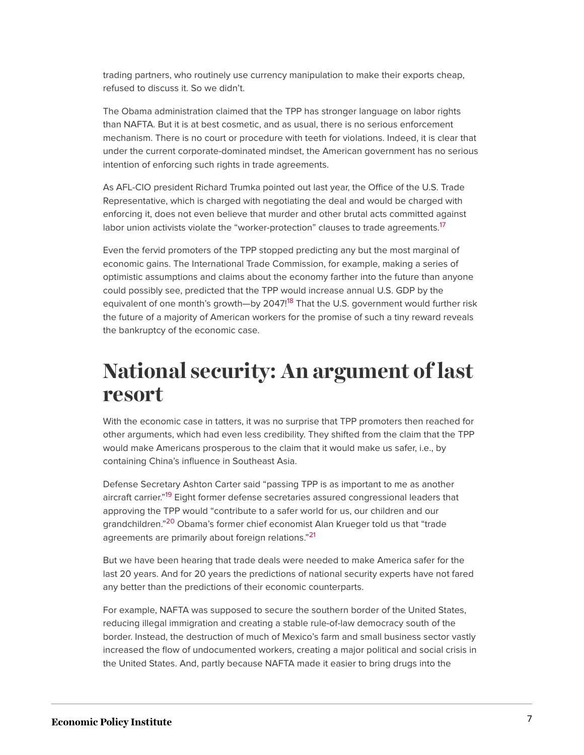trading partners, who routinely use currency manipulation to make their exports cheap, refused to discuss it. So we didn't.

The Obama administration claimed that the TPP has stronger language on labor rights than NAFTA. But it is at best cosmetic, and as usual, there is no serious enforcement mechanism. There is no court or procedure with teeth for violations. Indeed, it is clear that under the current corporate-dominated mindset, the American government has no serious intention of enforcing such rights in trade agreements.

As AFL-CIO president Richard Trumka pointed out last year, the Office of the U.S. Trade Representative, which is charged with negotiating the deal and would be charged with enforcing it, does not even believe that murder and other brutal acts committed against labor union activists violate the "worker-protection" clauses to trade agreements.[17]

Even the fervid promoters of the TPP stopped predicting any but the most marginal of economic gains. The International Trade Commission, for example, making a series of optimistic assumptions and claims about the economy farther into the future than anyone could possibly see, predicted that the TPP would increase annual U.S. GDP by the equivalent of one month's growth—by 2047![18] That the U.S. government would further risk the future of a majority of American workers for the promise of such a tiny reward reveals the bankruptcy of the economic case.

## National security: An argument of last resort

With the economic case in tatters, it was no surprise that TPP promoters then reached for other arguments, which had even less credibility. They shifted from the claim that the TPP would make Americans prosperous to the claim that it would make us safer, i.e., by containing China's influence in Southeast Asia.

Defense Secretary Ashton Carter said "passing TPP is as important to me as another aircraft carrier."[19] Eight former defense secretaries assured congressional leaders that approving the TPP would "contribute to a safer world for us, our children and our grandchildren."[20] Obama's former chief economist Alan Krueger told us that "trade agreements are primarily about foreign relations."[21]

But we have been hearing that trade deals were needed to make America safer for the last 20 years. And for 20 years the predictions of national security experts have not fared any better than the predictions of their economic counterparts.

For example, NAFTA was supposed to secure the southern border of the United States, reducing illegal immigration and creating a stable rule-of-law democracy south of the border. Instead, the destruction of much of Mexico's farm and small business sector vastly increased the flow of undocumented workers, creating a major political and social crisis in the United States. And, partly because NAFTA made it easier to bring drugs into the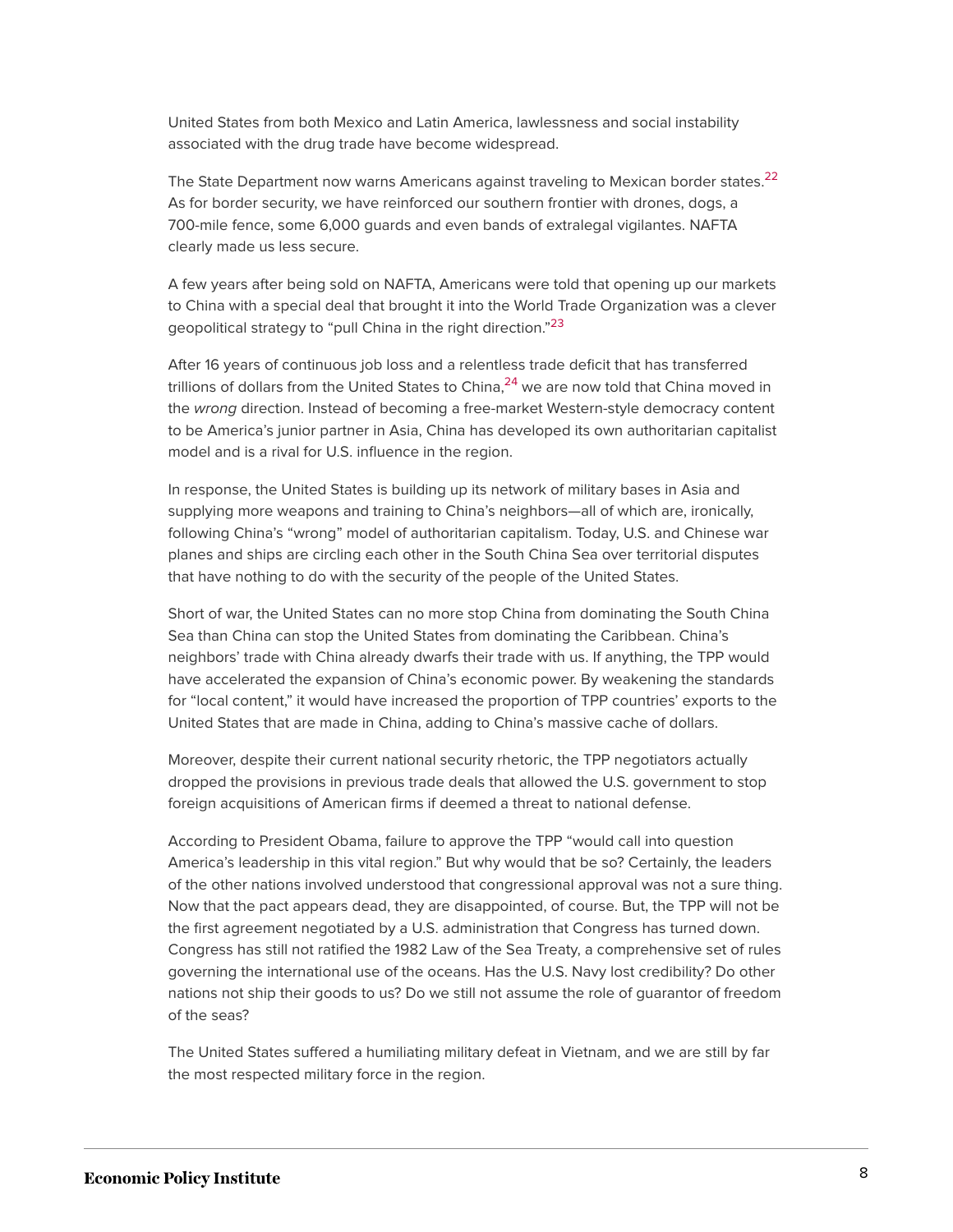United States from both Mexico and Latin America, lawlessness and social instability associated with the drug trade have become widespread.

The State Department now warns Americans against traveling to Mexican border states.[22] As for border security, we have reinforced our southern frontier with drones, dogs, a 700-mile fence, some 6,000 guards and even bands of extralegal vigilantes. NAFTA clearly made us less secure.

A few years after being sold on NAFTA, Americans were told that opening up our markets to China with a special deal that brought it into the World Trade Organization was a clever geopolitical strategy to "pull China in the right direction."[23]

After 16 years of continuous job loss and a relentless trade deficit that has transferred trillions of dollars from the United States to China,[24] we are now told that China moved in the *wrong* direction. Instead of becoming a free-market Western-style democracy content to be America's junior partner in Asia, China has developed its own authoritarian capitalist model and is a rival for U.S. influence in the region.

In response, the United States is building up its network of military bases in Asia and supplying more weapons and training to China's neighbors—all of which are, ironically, following China's "wrong" model of authoritarian capitalism. Today, U.S. and Chinese war planes and ships are circling each other in the South China Sea over territorial disputes that have nothing to do with the security of the people of the United States.

Short of war, the United States can no more stop China from dominating the South China Sea than China can stop the United States from dominating the Caribbean. China's neighbors' trade with China already dwarfs their trade with us. If anything, the TPP would have accelerated the expansion of China's economic power. By weakening the standards for "local content," it would have increased the proportion of TPP countries' exports to the United States that are made in China, adding to China's massive cache of dollars.

Moreover, despite their current national security rhetoric, the TPP negotiators actually dropped the provisions in previous trade deals that allowed the U.S. government to stop foreign acquisitions of American firms if deemed a threat to national defense.

According to President Obama, failure to approve the TPP "would call into question America's leadership in this vital region." But why would that be so? Certainly, the leaders of the other nations involved understood that congressional approval was not a sure thing. Now that the pact appears dead, they are disappointed, of course. But, the TPP will not be the first agreement negotiated by a U.S. administration that Congress has turned down. Congress has still not ratified the 1982 Law of the Sea Treaty, a comprehensive set of rules governing the international use of the oceans. Has the U.S. Navy lost credibility? Do other nations not ship their goods to us? Do we still not assume the role of guarantor of freedom of the seas?

The United States suffered a humiliating military defeat in Vietnam, and we are still by far the most respected military force in the region.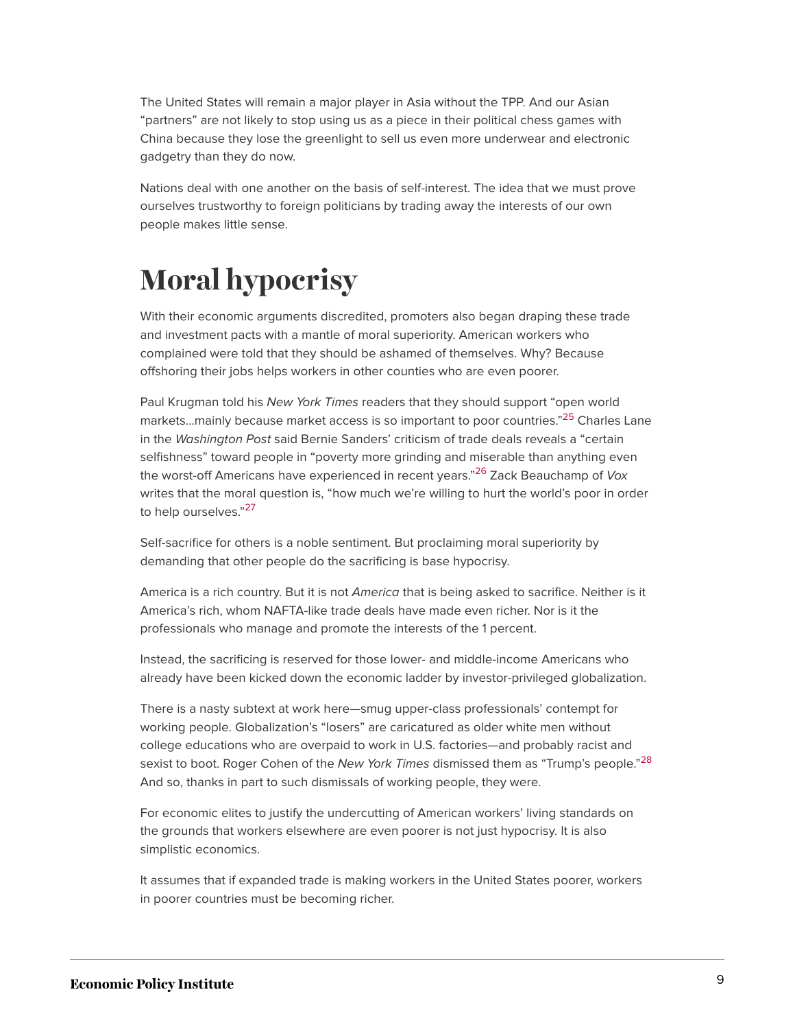The United States will remain a major player in Asia without the TPP. And our Asian "partners" are not likely to stop using us as a piece in their political chess games with China because they lose the greenlight to sell us even more underwear and electronic gadgetry than they do now.

Nations deal with one another on the basis of self-interest. The idea that we must prove ourselves trustworthy to foreign politicians by trading away the interests of our own people makes little sense.

# Moral hypocrisy

With their economic arguments discredited, promoters also began draping these trade and investment pacts with a mantle of moral superiority. American workers who complained were told that they should be ashamed of themselves. Why? Because offshoring their jobs helps workers in other counties who are even poorer.

Paul Krugman told his *New York Times* readers that they should support "open world markets…mainly because market access is so important to poor countries."[25] Charles Lane in the *Washington Post* said Bernie Sanders' criticism of trade deals reveals a "certain selfishness" toward people in "poverty more grinding and miserable than anything even the worst-off Americans have experienced in recent years."[26] Zack Beauchamp of *Vox* writes that the moral question is, "how much we're willing to hurt the world's poor in order to help ourselves."[27]

Self-sacrifice for others is a noble sentiment. But proclaiming moral superiority by demanding that other people do the sacrificing is base hypocrisy.

America is a rich country. But it is not *America* that is being asked to sacrifice. Neither is it America's rich, whom NAFTA-like trade deals have made even richer. Nor is it the professionals who manage and promote the interests of the 1 percent.

Instead, the sacrificing is reserved for those lower- and middle-income Americans who already have been kicked down the economic ladder by investor-privileged globalization.

There is a nasty subtext at work here—smug upper-class professionals' contempt for working people. Globalization's "losers" are caricatured as older white men without college educations who are overpaid to work in U.S. factories—and probably racist and sexist to boot. Roger Cohen of the *New York Times* dismissed them as "Trump's people."[28] And so, thanks in part to such dismissals of working people, they were.

For economic elites to justify the undercutting of American workers' living standards on the grounds that workers elsewhere are even poorer is not just hypocrisy. It is also simplistic economics.

It assumes that if expanded trade is making workers in the United States poorer, workers in poorer countries must be becoming richer.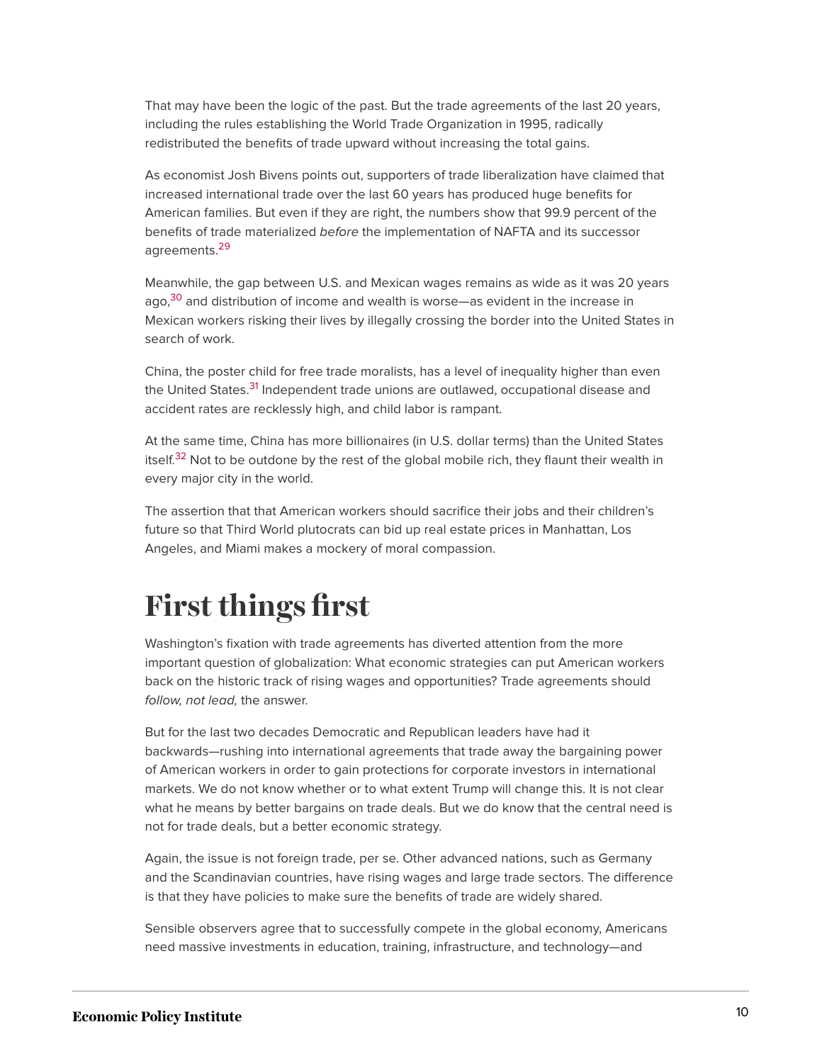That may have been the logic of the past. But the trade agreements of the last 20 years, including the rules establishing the World Trade Organization in 1995, radically redistributed the benefits of trade upward without increasing the total gains.

As economist Josh Bivens points out, supporters of trade liberalization have claimed that increased international trade over the last 60 years has produced huge benefits for American families. But even if they are right, the numbers show that 99.9 percent of the benefits of trade materialized *before* the implementation of NAFTA and its successor agreements.[29]

Meanwhile, the gap between U.S. and Mexican wages remains as wide as it was 20 years ago,[30] and distribution of income and wealth is worse—as evident in the increase in Mexican workers risking their lives by illegally crossing the border into the United States in search of work.

China, the poster child for free trade moralists, has a level of inequality higher than even the United States.[31] Independent trade unions are outlawed, occupational disease and accident rates are recklessly high, and child labor is rampant.

At the same time, China has more billionaires (in U.S. dollar terms) than the United States itself.[32] Not to be outdone by the rest of the global mobile rich, they flaunt their wealth in every major city in the world.

The assertion that that American workers should sacrifice their jobs and their children's future so that Third World plutocrats can bid up real estate prices in Manhattan, Los Angeles, and Miami makes a mockery of moral compassion.

# First things first

Washington's fixation with trade agreements has diverted attention from the more important question of globalization: What economic strategies can put American workers back on the historic track of rising wages and opportunities? Trade agreements should *follow, not lead,* the answer.

But for the last two decades Democratic and Republican leaders have had it backwards—rushing into international agreements that trade away the bargaining power of American workers in order to gain protections for corporate investors in international markets. We do not know whether or to what extent Trump will change this. It is not clear what he means by better bargains on trade deals. But we do know that the central need is not for trade deals, but a better economic strategy.

Again, the issue is not foreign trade, per se. Other advanced nations, such as Germany and the Scandinavian countries, have rising wages and large trade sectors. The difference is that they have policies to make sure the benefits of trade are widely shared.

Sensible observers agree that to successfully compete in the global economy, Americans need massive investments in education, training, infrastructure, and technology—and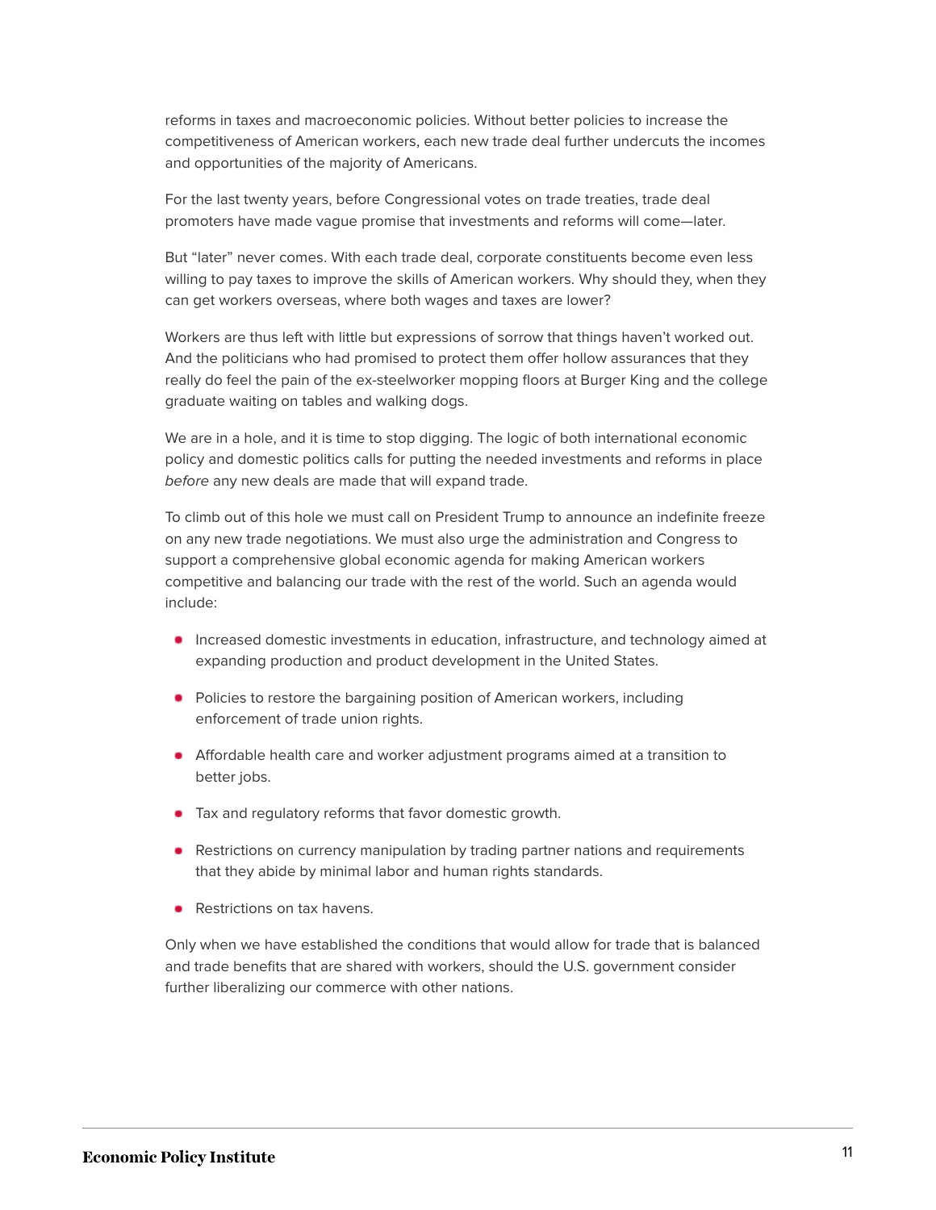reforms in taxes and macroeconomic policies. Without better policies to increase the competitiveness of American workers, each new trade deal further undercuts the incomes and opportunities of the majority of Americans.

For the last twenty years, before Congressional votes on trade treaties, trade deal promoters have made vague promise that investments and reforms will come—later.

But "later" never comes. With each trade deal, corporate constituents become even less willing to pay taxes to improve the skills of American workers. Why should they, when they can get workers overseas, where both wages and taxes are lower?

Workers are thus left with little but expressions of sorrow that things haven't worked out. And the politicians who had promised to protect them offer hollow assurances that they really do feel the pain of the ex-steelworker mopping floors at Burger King and the college graduate waiting on tables and walking dogs.

We are in a hole, and it is time to stop digging. The logic of both international economic policy and domestic politics calls for putting the needed investments and reforms in place *before* any new deals are made that will expand trade.

To climb out of this hole we must call on President Trump to announce an indefinite freeze on any new trade negotiations. We must also urge the administration and Congress to support a comprehensive global economic agenda for making American workers competitive and balancing our trade with the rest of the world. Such an agenda would include:

- Increased domestic investments in education, infrastructure, and technology aimed at expanding production and product development in the United States.
- Policies to restore the bargaining position of American workers, including enforcement of trade union rights.
- Affordable health care and worker adjustment programs aimed at a transition to better jobs.
- Tax and regulatory reforms that favor domestic growth.
- Restrictions on currency manipulation by trading partner nations and requirements that they abide by minimal labor and human rights standards.
- Restrictions on tax havens.

Only when we have established the conditions that would allow for trade that is balanced and trade benefits that are shared with workers, should the U.S. government consider further liberalizing our commerce with other nations.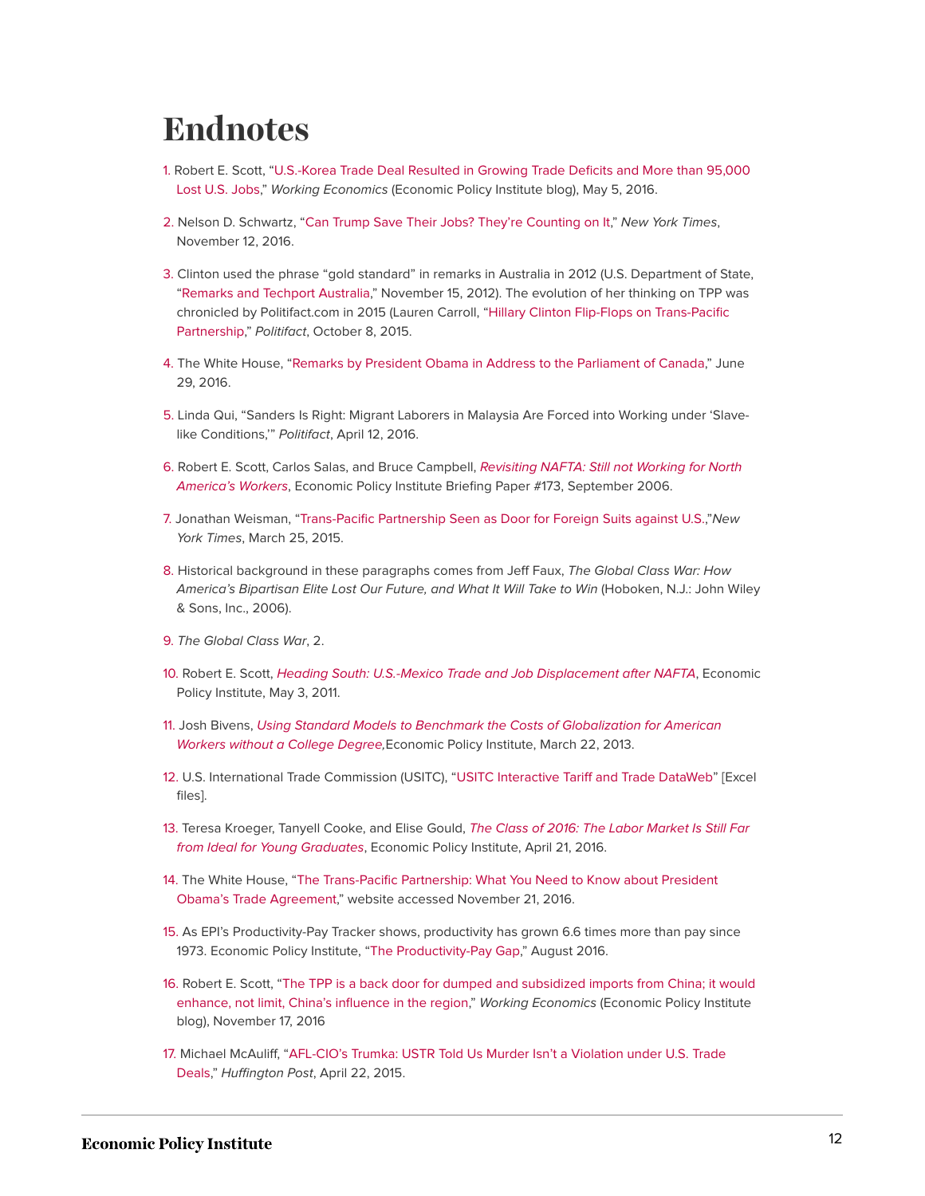# Endnotes

1. Robert E. Scott, "U.S.-Korea Trade Deal Resulted in Growing Trade Deficits and More than 95,000 Lost U.S. Jobs," *Working Economics* (Economic Policy Institute blog), May 5, 2016.

2. Nelson D. Schwartz, "Can Trump Save Their Jobs? They're Counting on It," *New York Times*, November 12, 2016.

3. Clinton used the phrase "gold standard" in remarks in Australia in 2012 (U.S. Department of State, "Remarks and Techport Australia," November 15, 2012). The evolution of her thinking on TPP was chronicled by Politifact.com in 2015 (Lauren Carroll, "Hillary Clinton Flip-Flops on Trans-Pacific Partnership," *Politifact*, October 8, 2015.

4. The White House, "Remarks by President Obama in Address to the Parliament of Canada," June 29, 2016.

5. Linda Qui, "Sanders Is Right: Migrant Laborers in Malaysia Are Forced into Working under 'Slave-like Conditions,'" *Politifact*, April 12, 2016.

6. Robert E. Scott, Carlos Salas, and Bruce Campbell, *Revisiting NAFTA: Still not Working for North America's Workers*, Economic Policy Institute Briefing Paper #173, September 2006.

7. Jonathan Weisman, "Trans-Pacific Partnership Seen as Door for Foreign Suits against U.S.,"*New York Times*, March 25, 2015.

8. Historical background in these paragraphs comes from Jeff Faux, *The Global Class War: How America's Bipartisan Elite Lost Our Future, and What It Will Take to Win* (Hoboken, N.J.: John Wiley & Sons, Inc., 2006).

9. *The Global Class War*, 2.

10. Robert E. Scott, *Heading South: U.S.-Mexico Trade and Job Displacement after NAFTA*, Economic Policy Institute, May 3, 2011.

11. Josh Bivens, *Using Standard Models to Benchmark the Costs of Globalization for American Workers without a College Degree,*Economic Policy Institute, March 22, 2013.

12. U.S. International Trade Commission (USITC), "USITC Interactive Tariff and Trade DataWeb" [Excel files].

13. Teresa Kroeger, Tanyell Cooke, and Elise Gould, *The Class of 2016: The Labor Market Is Still Far from Ideal for Young Graduates*, Economic Policy Institute, April 21, 2016.

14. The White House, "The Trans-Pacific Partnership: What You Need to Know about President Obama's Trade Agreement," website accessed November 21, 2016.

15. As EPI's Productivity-Pay Tracker shows, productivity has grown 6.6 times more than pay since 1973. Economic Policy Institute, "The Productivity-Pay Gap," August 2016.

16. Robert E. Scott, "The TPP is a back door for dumped and subsidized imports from China; it would enhance, not limit, China's influence in the region," *Working Economics* (Economic Policy Institute blog), November 17, 2016

17. Michael McAuliff, "AFL-CIO's Trumka: USTR Told Us Murder Isn't a Violation under U.S. Trade Deals," *Huffington Post*, April 22, 2015.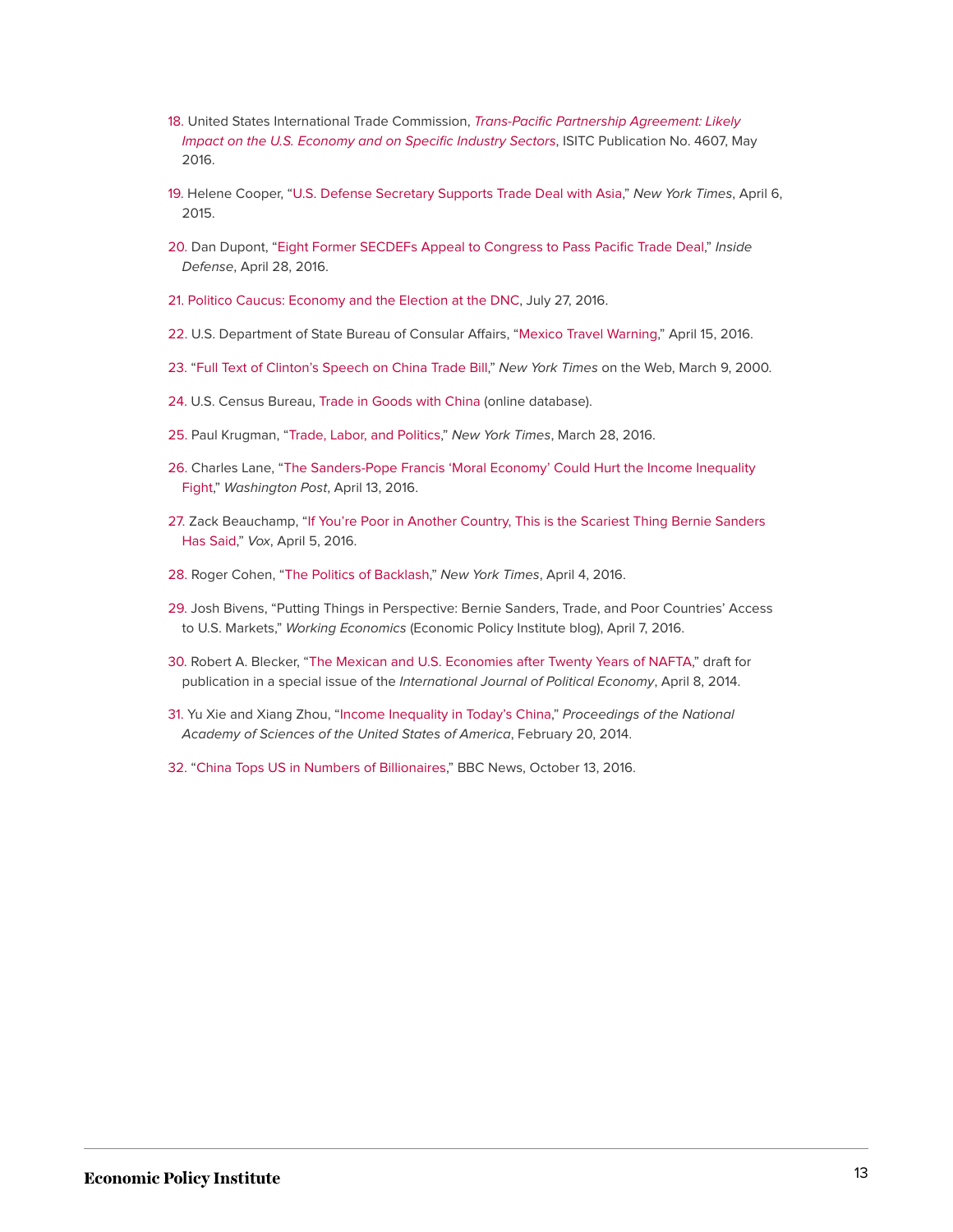18. United States International Trade Commission, *Trans-Pacific Partnership Agreement: Likely Impact on the U.S. Economy and on Specific Industry Sectors*, ISITC Publication No. 4607, May 2016.

19. Helene Cooper, "U.S. Defense Secretary Supports Trade Deal with Asia," *New York Times*, April 6, 2015.

20. Dan Dupont, "Eight Former SECDEFs Appeal to Congress to Pass Pacific Trade Deal," *Inside Defense*, April 28, 2016.

21. Politico Caucus: Economy and the Election at the DNC, July 27, 2016.

22. U.S. Department of State Bureau of Consular Affairs, "Mexico Travel Warning," April 15, 2016.

23. "Full Text of Clinton's Speech on China Trade Bill," *New York Times* on the Web, March 9, 2000.

24. U.S. Census Bureau, Trade in Goods with China (online database).

25. Paul Krugman, "Trade, Labor, and Politics," *New York Times*, March 28, 2016.

26. Charles Lane, "The Sanders-Pope Francis 'Moral Economy' Could Hurt the Income Inequality Fight," *Washington Post*, April 13, 2016.

27. Zack Beauchamp, "If You're Poor in Another Country, This is the Scariest Thing Bernie Sanders Has Said," *Vox*, April 5, 2016.

28. Roger Cohen, "The Politics of Backlash," *New York Times*, April 4, 2016.

29. Josh Bivens, "Putting Things in Perspective: Bernie Sanders, Trade, and Poor Countries' Access to U.S. Markets," *Working Economics* (Economic Policy Institute blog), April 7, 2016.

30. Robert A. Blecker, "The Mexican and U.S. Economies after Twenty Years of NAFTA," draft for publication in a special issue of the *International Journal of Political Economy*, April 8, 2014.

31. Yu Xie and Xiang Zhou, "Income Inequality in Today's China," *Proceedings of the National Academy of Sciences of the United States of America*, February 20, 2014.

32. "China Tops US in Numbers of Billionaires," BBC News, October 13, 2016.